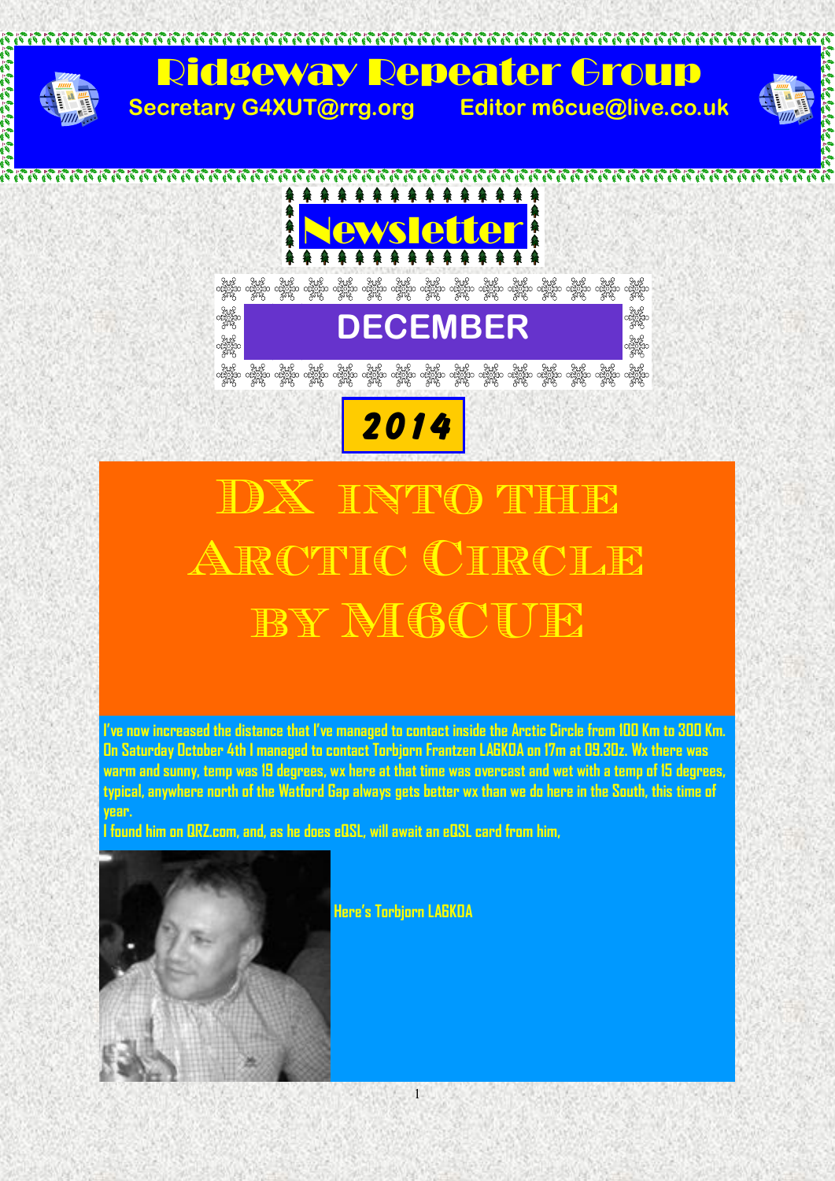# Ridgeway Repeater Group

Secretary G4XUT@rrg.org Editor m6cue@live.co.uk

## Newsletter

## DECEMBER

## 2014

# DX into the Arctic Circle by M6CUE

I've now increased the distance that I've managed to contact inside the Arctic Circle from 100 Km to 300 Km. On Saturday October 4th I managed to contact Torbjorn Frantzen LA6KOA on 17m at 09.30z. Wx there was warm and sunny, temp was 19 degrees, wx here at that time was overcast and wet with a temp of 15 degrees, typical, anywhere north of the Watford Gap always gets better wx than we do here in the South, this time of year.

I found him on QRZ.com, and, as he does eQSL, will await an eQSL card from him,

Here's Torbjorn LA6KOA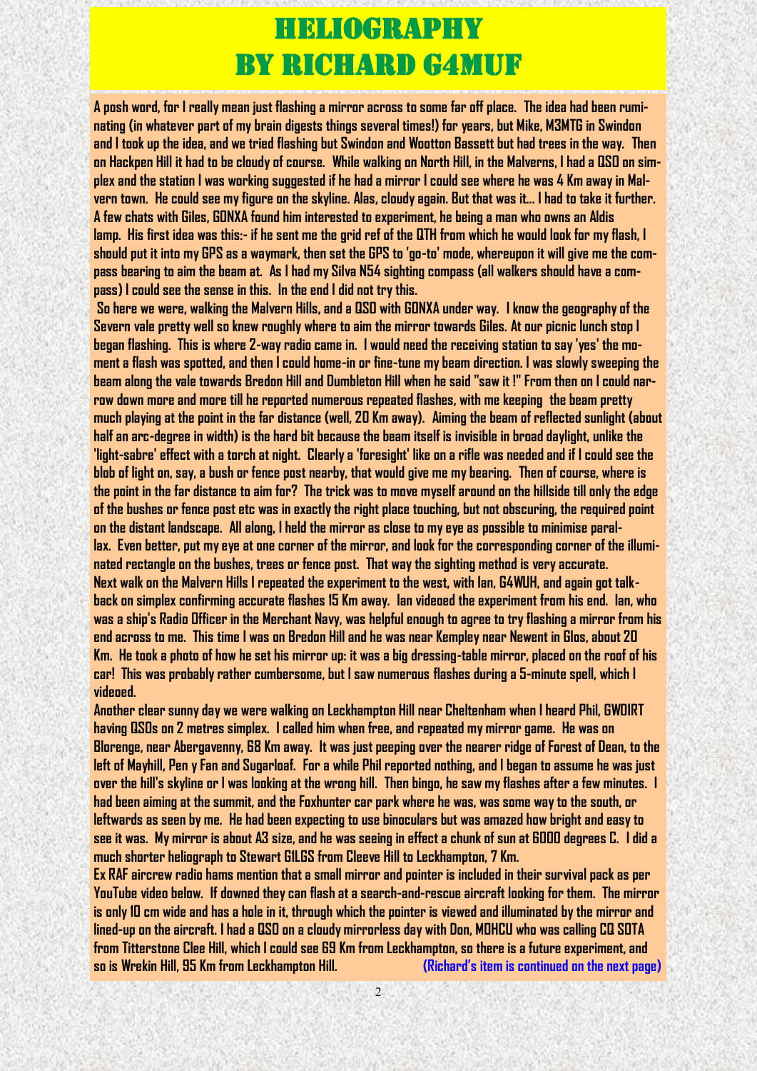# HELIOGRAPHY
# BY RICHARD G4MUF

A posh word, for I really mean just flashing a mirror across to some far off place. The idea had been ruminating (in whatever part of my brain digests things several times!) for years, but Mike, M3MTG in Swindon and I took up the idea, and we tried flashing but Swindon and Wootton Bassett but had trees in the way. Then on Hackpen Hill it had to be cloudy of course. While walking on North Hill, in the Malverns, I had a QSO on simplex and the station I was working suggested if he had a mirror I could see where he was 4 Km away in Malvern town. He could see my figure on the skyline. Alas, cloudy again. But that was it... I had to take it further. A few chats with Giles, G0NXA found him interested to experiment, he being a man who owns an Aldis lamp. His first idea was this:- if he sent me the grid ref of the QTH from which he would look for my flash, I should put it into my GPS as a waymark, then set the GPS to 'go-to' mode, whereupon it will give me the compass bearing to aim the beam at. As I had my Silva N54 sighting compass (all walkers should have a compass) I could see the sense in this. In the end I did not try this.

So here we were, walking the Malvern Hills, and a QSO with G0NXA under way. I know the geography of the Severn vale pretty well so knew roughly where to aim the mirror towards Giles. At our picnic lunch stop I began flashing. This is where 2-way radio came in. I would need the receiving station to say 'yes' the moment a flash was spotted, and then I could home-in or fine-tune my beam direction. I was slowly sweeping the beam along the vale towards Bredon Hill and Dumbleton Hill when he said "saw it !" From then on I could narrow down more and more till he reported numerous repeated flashes, with me keeping the beam pretty much playing at the point in the far distance (well, 20 Km away). Aiming the beam of reflected sunlight (about half an arc-degree in width) is the hard bit because the beam itself is invisible in broad daylight, unlike the 'light-sabre' effect with a torch at night. Clearly a 'foresight' like on a rifle was needed and if I could see the blob of light on, say, a bush or fence post nearby, that would give me my bearing. Then of course, where is the point in the far distance to aim for? The trick was to move myself around on the hillside till only the edge of the bushes or fence post etc was in exactly the right place touching, but not obscuring, the required point on the distant landscape. All along, I held the mirror as close to my eye as possible to minimise parallax. Even better, put my eye at one corner of the mirror, and look for the corresponding corner of the illuminated rectangle on the bushes, trees or fence post. That way the sighting method is very accurate.

Next walk on the Malvern Hills I repeated the experiment to the west, with Ian, G4WUH, and again got talkback on simplex confirming accurate flashes 15 Km away. Ian videoed the experiment from his end. Ian, who was a ship's Radio Officer in the Merchant Navy, was helpful enough to agree to try flashing a mirror from his end across to me. This time I was on Bredon Hill and he was near Kempley near Newent in Glos, about 20 Km. He took a photo of how he set his mirror up: it was a big dressing-table mirror, placed on the roof of his car! This was probably rather cumbersome, but I saw numerous flashes during a 5-minute spell, which I videoed.

Another clear sunny day we were walking on Leckhampton Hill near Cheltenham when I heard Phil, GW0IRT having QSOs on 2 metres simplex. I called him when free, and repeated my mirror game. He was on Blorenge, near Abergavenny, 68 Km away. It was just peeping over the nearer ridge of Forest of Dean, to the left of Mayhill, Pen y Fan and Sugarloaf. For a while Phil reported nothing, and I began to assume he was just over the hill's skyline or I was looking at the wrong hill. Then bingo, he saw my flashes after a few minutes. I had been aiming at the summit, and the Foxhunter car park where he was, was some way to the south, or leftwards as seen by me. He had been expecting to use binoculars but was amazed how bright and easy to see it was. My mirror is about A3 size, and he was seeing in effect a chunk of sun at 6000 degrees C. I did a much shorter heliograph to Stewart G1LGS from Cleeve Hill to Leckhampton, 7 Km.

Ex RAF aircrew radio hams mention that a small mirror and pointer is included in their survival pack as per YouTube video below. If downed they can flash at a search-and-rescue aircraft looking for them. The mirror is only 10 cm wide and has a hole in it, through which the pointer is viewed and illuminated by the mirror and lined-up on the aircraft. I had a QSO on a cloudy mirrorless day with Don, M0HCU who was calling CQ SOTA from Titterstone Clee Hill, which I could see 69 Km from Leckhampton, so there is a future experiment, and so is Wrekin Hill, 95 Km from Leckhampton Hill. **(Richard's item is continued on the next page)**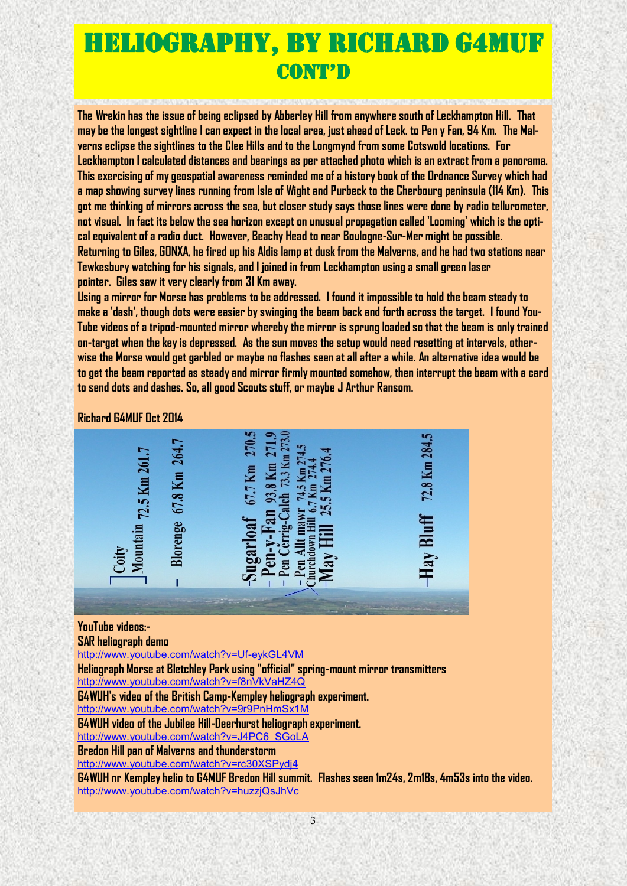# Heliography, by Richard G4MUF cont'd

The Wrekin has the issue of being eclipsed by Abberley Hill from anywhere south of Leckhampton Hill. That may be the longest sightline I can expect in the local area, just ahead of Leck. to Pen y Fan, 94 Km. The Malverns eclipse the sightlines to the Clee Hills and to the Longmynd from some Cotswold locations. For Leckhampton I calculated distances and bearings as per attached photo which is an extract from a panorama. This exercising of my geospatial awareness reminded me of a history book of the Ordnance Survey which had a map showing survey lines running from Isle of Wight and Purbeck to the Cherbourg peninsula (114 Km). This got me thinking of mirrors across the sea, but closer study says those lines were done by radio tellurometer, not visual. In fact its below the sea horizon except on unusual propagation called 'Looming' which is the optical equivalent of a radio duct. However, Beachy Head to near Boulogne-Sur-Mer might be possible.

Returning to Giles, G0NXA, he fired up his Aldis lamp at dusk from the Malverns, and he had two stations near Tewkesbury watching for his signals, and I joined in from Leckhampton using a small green laser pointer. Giles saw it very clearly from 31 Km away.

Using a mirror for Morse has problems to be addressed. I found it impossible to hold the beam steady to make a 'dash', though dots were easier by swinging the beam back and forth across the target. I found YouTube videos of a tripod-mounted mirror whereby the mirror is sprung loaded so that the beam is only trained on-target when the key is depressed. As the sun moves the setup would need resetting at intervals, otherwise the Morse would get garbled or maybe no flashes seen at all after a while. An alternative idea would be to get the beam reported as steady and mirror firmly mounted somehow, then interrupt the beam with a card to send dots and dashes. So, all good Scouts stuff, or maybe J Arthur Ransom.

**Richard G4MUF Oct 2014**

Coity Mountain 72.5 Km 261.7 — Blorenge 67.8 Km 264.7 — Sugarloaf 67.7 Km 270.5 — Pen-y-Fan 93.8 Km 271.9 — Pen Cerrig-Calch 73.3 Km 273.0 — Pen Allt mawr 74.5 Km 274.5 — Churchdown Hill 6.7 Km 274.4 — May Hill 25.5 Km 276.4 — Hay Bluff 72.8 Km 284.5

**YouTube videos:-**

**SAR heliograph demo**
http://www.youtube.com/watch?v=Uf-eykGL4VM

**Heliograph Morse at Bletchley Park using "official" spring-mount mirror transmitters**
http://www.youtube.com/watch?v=f8nVkVaHZ4Q

**G4WUH's video of the British Camp-Kempley heliograph experiment.**
http://www.youtube.com/watch?v=9r9PnHmSx1M

**G4WUH video of the Jubilee Hill-Deerhurst heliograph experiment.**
http://www.youtube.com/watch?v=J4PC6_SGoLA

**Bredon Hill pan of Malverns and thunderstorm**
http://www.youtube.com/watch?v=rc30XSPydj4

**G4WUH nr Kempley helio to G4MUF Bredon Hill summit. Flashes seen 1m24s, 2m18s, 4m53s into the video.**
http://www.youtube.com/watch?v=huzzjQsJhVc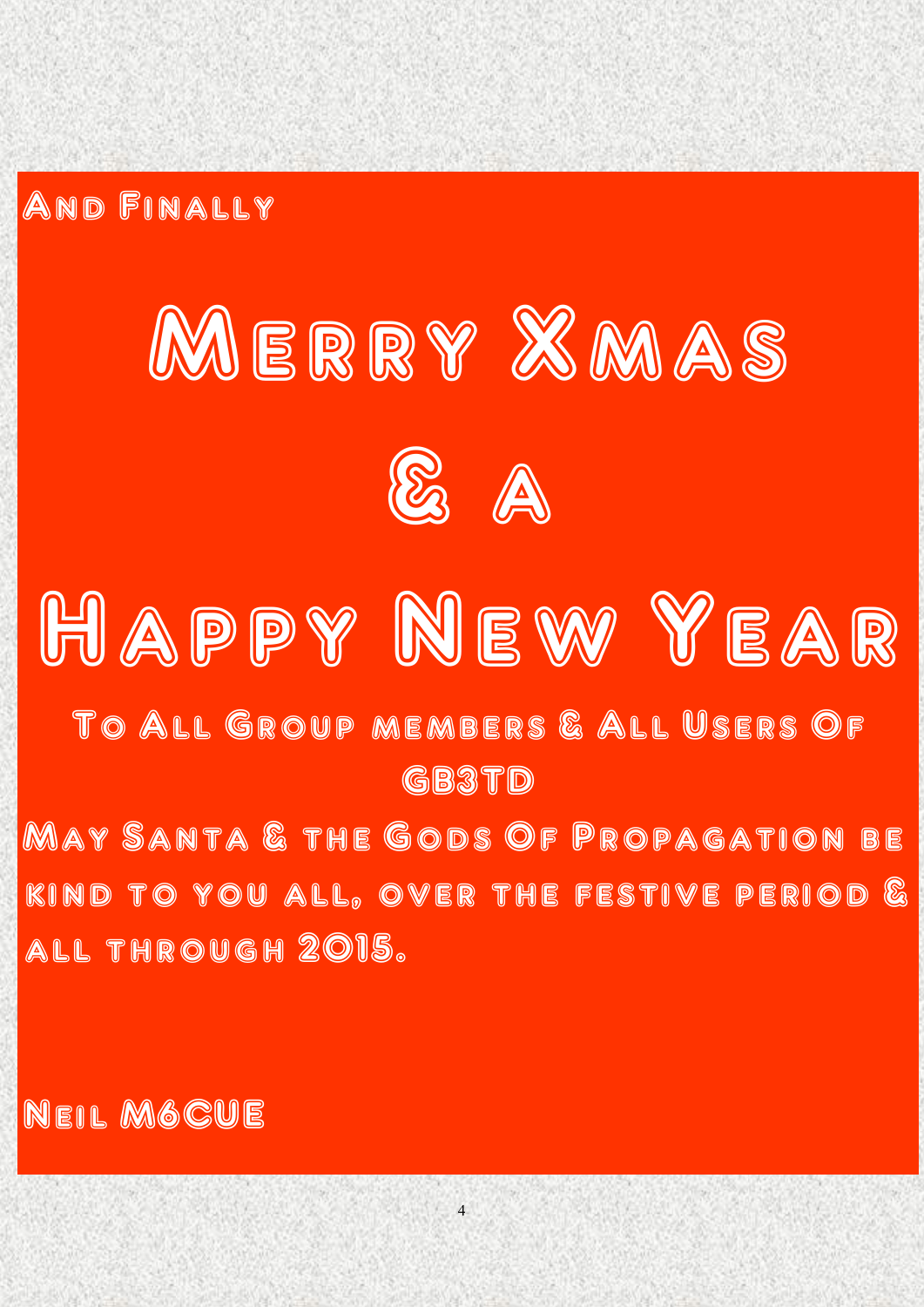## And Finally

# Merry Xmas

# & a

# Happy New Year

To All Group members & All Users Of GB3TD

May Santa & the Gods Of Propagation be kind to you all, over the festive period & all through 2015.

Neil M6CUE